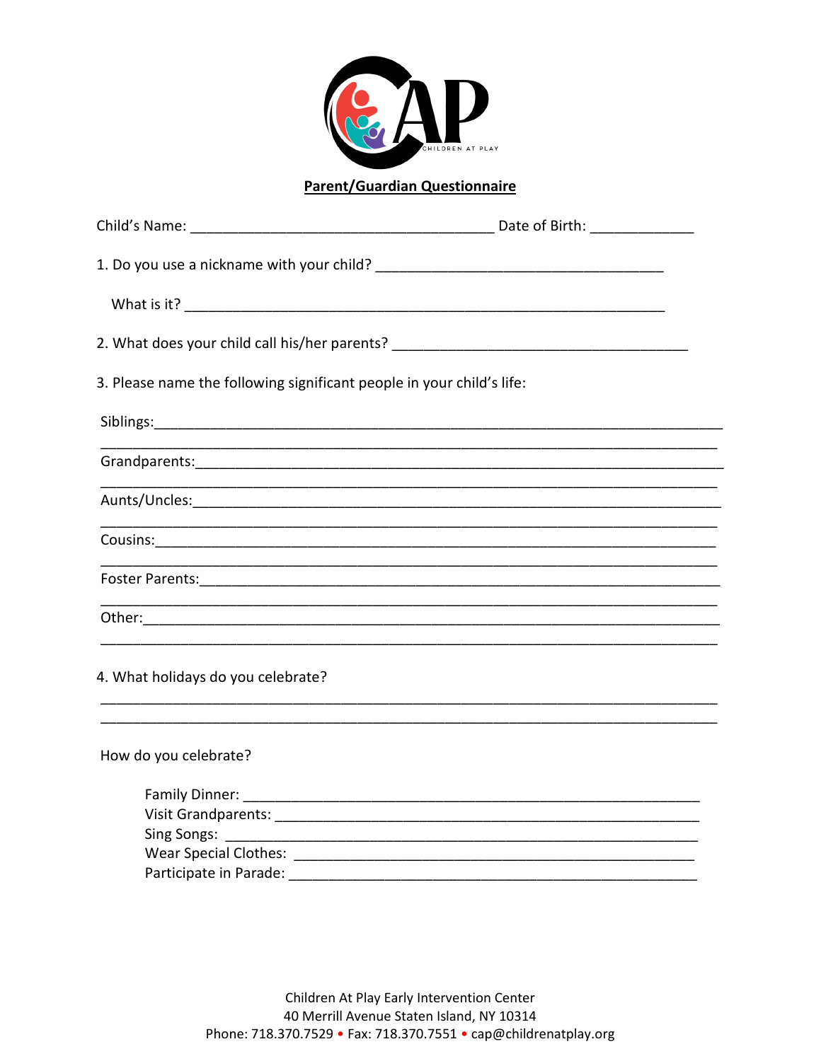CAP
CHILDREN AT PLAY

## Parent/Guardian Questionnaire

Child's Name: ______________________________________ Date of Birth: _____________

1. Do you use a nickname with your child? ____________________________________

   What is it? _____________________________________________________________

2. What does your child call his/her parents? _____________________________________

3. Please name the following significant people in your child's life:

Siblings:_______________________________________________________________________
_______________________________________________________________________________

Grandparents:___________________________________________________________________
_______________________________________________________________________________

Aunts/Uncles:___________________________________________________________________
_______________________________________________________________________________

Cousins:_______________________________________________________________________
_______________________________________________________________________________

Foster Parents:__________________________________________________________________
_______________________________________________________________________________

Other:_________________________________________________________________________
_______________________________________________________________________________

4. What holidays do you celebrate?

_______________________________________________________________________________
_______________________________________________________________________________

How do you celebrate?

Family Dinner: ________________________________________________________
Visit Grandparents: ____________________________________________________
Sing Songs: __________________________________________________________
Wear Special Clothes: __________________________________________________
Participate in Parade: __________________________________________________

Children At Play Early Intervention Center
40 Merrill Avenue Staten Island, NY 10314
Phone: 718.370.7529 • Fax: 718.370.7551 • cap@childrenatplay.org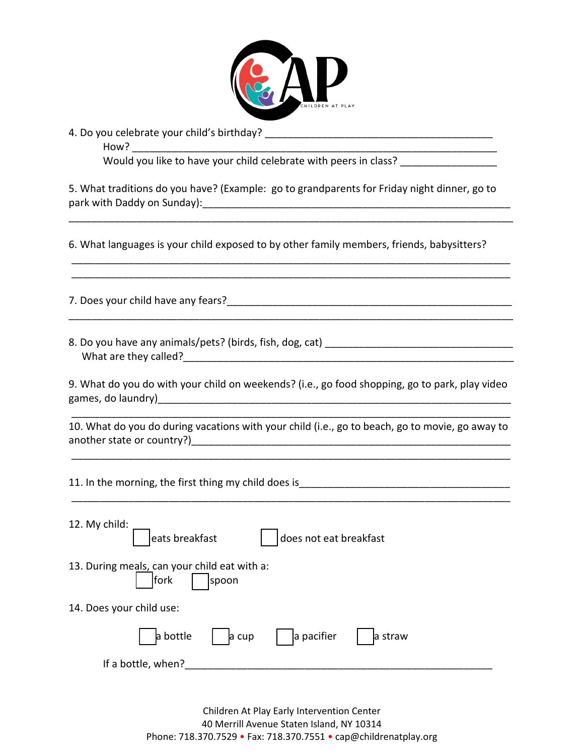4. Do you celebrate your child's birthday? ________________________________________

   How? ________________________________________________________________

   Would you like to have your child celebrate with peers in class? ________________

5. What traditions do you have? (Example: go to grandparents for Friday night dinner, go to park with Daddy on Sunday):________________________________________________________

________________________________________________________________________________

6. What languages is your child exposed to by other family members, friends, babysitters?

________________________________________________________________________________

________________________________________________________________________________

7. Does your child have any fears?______________________________________________

________________________________________________________________________________

8. Do you have any animals/pets? (birds, fish, dog, cat) __________________________________

   What are they called?_____________________________________________________

9. What do you do with your child on weekends? (i.e., go food shopping, go to park, play video games, do laundry)____________________________________________________________

________________________________________________________________________________

10. What do you do during vacations with your child (i.e., go to beach, go to movie, go away to another state or country?)________________________________________________________

________________________________________________________________________________

11. In the morning, the first thing my child does is_____________________________________

________________________________________________________________________________

12. My child:

☐ eats breakfast ☐ does not eat breakfast

13. During meals, can your child eat with a:

☐ fork ☐ spoon

14. Does your child use:

☐ a bottle ☐ a cup ☐ a pacifier ☐ a straw

If a bottle, when?_____________________________________________________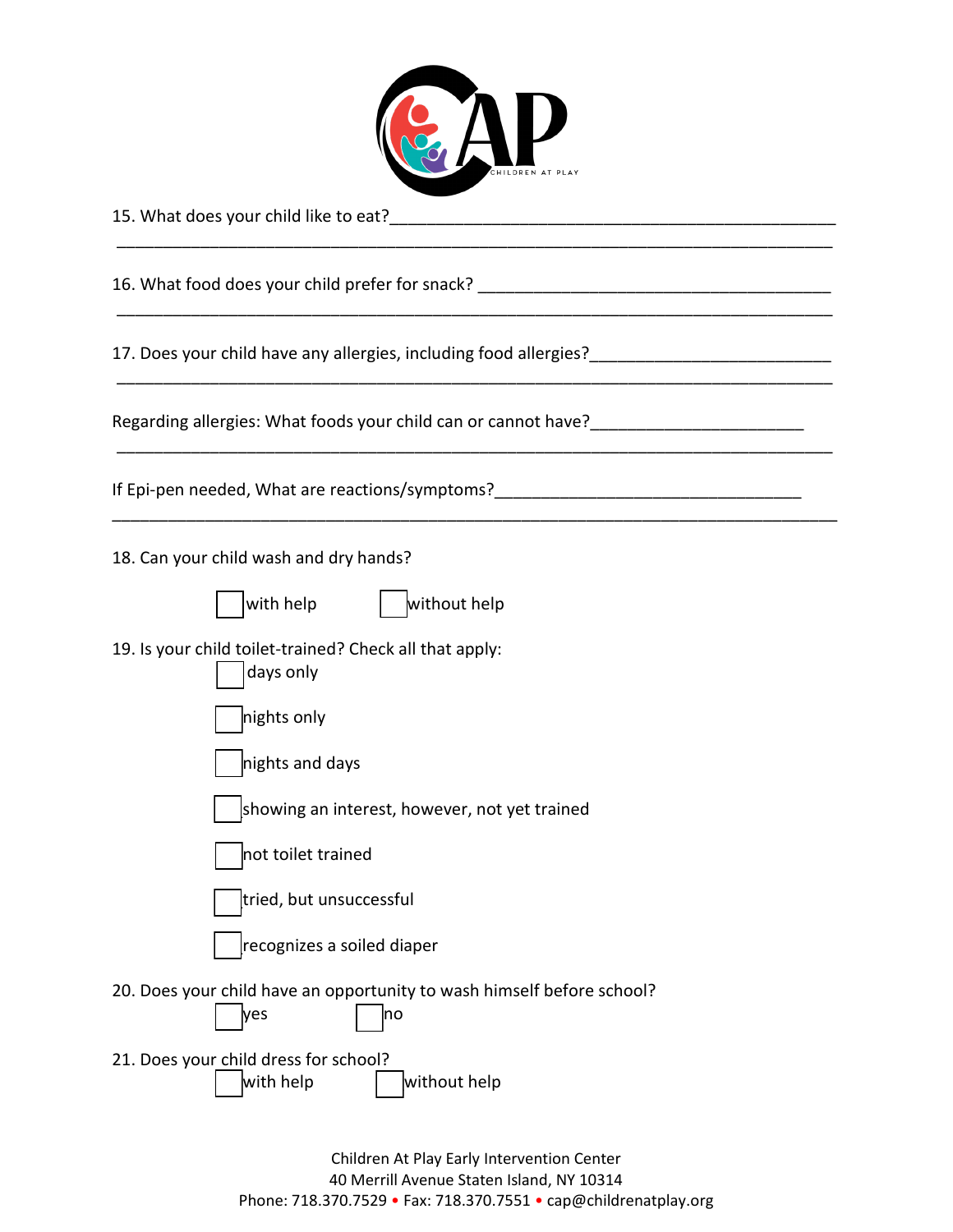15. What does your child like to eat?_______________________________________________

_____________________________________________________________________________

16. What food does your child prefer for snack? ______________________________________

_____________________________________________________________________________

17. Does your child have any allergies, including food allergies?_________________________

_____________________________________________________________________________

Regarding allergies: What foods your child can or cannot have?______________________

_____________________________________________________________________________

If Epi-pen needed, What are reactions/symptoms?_______________________________

_____________________________________________________________________________

18. Can your child wash and dry hands?

☐ with help ☐ without help

19. Is your child toilet-trained? Check all that apply:

☐ days only

☐ nights only

☐ nights and days

☐ showing an interest, however, not yet trained

☐ not toilet trained

☐ tried, but unsuccessful

☐ recognizes a soiled diaper

20. Does your child have an opportunity to wash himself before school?

☐ yes ☐ no

21. Does your child dress for school?

☐ with help ☐ without help

Children At Play Early Intervention Center
40 Merrill Avenue Staten Island, NY 10314
Phone: 718.370.7529 • Fax: 718.370.7551 • cap@childrenatplay.org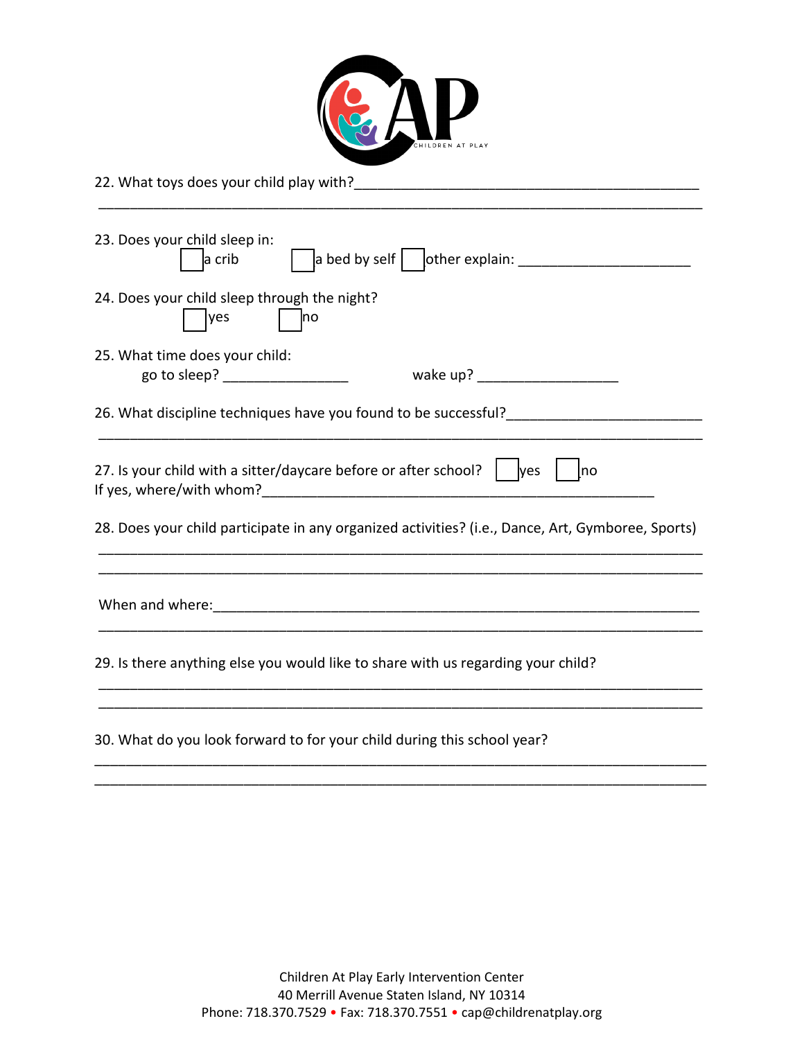22. What toys does your child play with?\_\_\_\_\_\_\_\_\_\_\_\_\_\_\_\_\_\_\_\_\_\_\_\_\_\_\_\_\_\_\_\_\_\_\_\_\_\_\_\_\_\_\_\_

\_\_\_\_\_\_\_\_\_\_\_\_\_\_\_\_\_\_\_\_\_\_\_\_\_\_\_\_\_\_\_\_\_\_\_\_\_\_\_\_\_\_\_\_\_\_\_\_\_\_\_\_\_\_\_\_\_\_\_\_\_\_\_\_\_\_\_\_\_\_\_\_\_\_\_\_

23. Does your child sleep in:

☐ a crib ☐ a bed by self ☐ other explain: \_\_\_\_\_\_\_\_\_\_\_\_\_\_\_\_\_\_\_\_\_\_

24. Does your child sleep through the night?

☐ yes ☐ no

25. What time does your child:

go to sleep? \_\_\_\_\_\_\_\_\_\_\_\_\_\_\_\_ wake up? \_\_\_\_\_\_\_\_\_\_\_\_\_\_\_\_\_\_

26. What discipline techniques have you found to be successful?\_\_\_\_\_\_\_\_\_\_\_\_\_\_\_\_\_\_\_\_\_\_\_\_\_

\_\_\_\_\_\_\_\_\_\_\_\_\_\_\_\_\_\_\_\_\_\_\_\_\_\_\_\_\_\_\_\_\_\_\_\_\_\_\_\_\_\_\_\_\_\_\_\_\_\_\_\_\_\_\_\_\_\_\_\_\_\_\_\_\_\_\_\_\_\_\_\_\_\_\_\_

27. Is your child with a sitter/daycare before or after school? ☐ yes ☐ no

If yes, where/with whom?\_\_\_\_\_\_\_\_\_\_\_\_\_\_\_\_\_\_\_\_\_\_\_\_\_\_\_\_\_\_\_\_\_\_\_\_\_\_\_\_\_\_\_\_\_\_\_\_\_\_\_

28. Does your child participate in any organized activities? (i.e., Dance, Art, Gymboree, Sports)

\_\_\_\_\_\_\_\_\_\_\_\_\_\_\_\_\_\_\_\_\_\_\_\_\_\_\_\_\_\_\_\_\_\_\_\_\_\_\_\_\_\_\_\_\_\_\_\_\_\_\_\_\_\_\_\_\_\_\_\_\_\_\_\_\_\_\_\_\_\_\_\_\_\_\_\_

\_\_\_\_\_\_\_\_\_\_\_\_\_\_\_\_\_\_\_\_\_\_\_\_\_\_\_\_\_\_\_\_\_\_\_\_\_\_\_\_\_\_\_\_\_\_\_\_\_\_\_\_\_\_\_\_\_\_\_\_\_\_\_\_\_\_\_\_\_\_\_\_\_\_\_\_

When and where:\_\_\_\_\_\_\_\_\_\_\_\_\_\_\_\_\_\_\_\_\_\_\_\_\_\_\_\_\_\_\_\_\_\_\_\_\_\_\_\_\_\_\_\_\_\_\_\_\_\_\_\_\_\_\_\_\_\_\_\_\_\_

\_\_\_\_\_\_\_\_\_\_\_\_\_\_\_\_\_\_\_\_\_\_\_\_\_\_\_\_\_\_\_\_\_\_\_\_\_\_\_\_\_\_\_\_\_\_\_\_\_\_\_\_\_\_\_\_\_\_\_\_\_\_\_\_\_\_\_\_\_\_\_\_\_\_\_\_

29. Is there anything else you would like to share with us regarding your child?

\_\_\_\_\_\_\_\_\_\_\_\_\_\_\_\_\_\_\_\_\_\_\_\_\_\_\_\_\_\_\_\_\_\_\_\_\_\_\_\_\_\_\_\_\_\_\_\_\_\_\_\_\_\_\_\_\_\_\_\_\_\_\_\_\_\_\_\_\_\_\_\_\_\_\_\_

\_\_\_\_\_\_\_\_\_\_\_\_\_\_\_\_\_\_\_\_\_\_\_\_\_\_\_\_\_\_\_\_\_\_\_\_\_\_\_\_\_\_\_\_\_\_\_\_\_\_\_\_\_\_\_\_\_\_\_\_\_\_\_\_\_\_\_\_\_\_\_\_\_\_\_\_

30. What do you look forward to for your child during this school year?

\_\_\_\_\_\_\_\_\_\_\_\_\_\_\_\_\_\_\_\_\_\_\_\_\_\_\_\_\_\_\_\_\_\_\_\_\_\_\_\_\_\_\_\_\_\_\_\_\_\_\_\_\_\_\_\_\_\_\_\_\_\_\_\_\_\_\_\_\_\_\_\_\_\_\_\_

\_\_\_\_\_\_\_\_\_\_\_\_\_\_\_\_\_\_\_\_\_\_\_\_\_\_\_\_\_\_\_\_\_\_\_\_\_\_\_\_\_\_\_\_\_\_\_\_\_\_\_\_\_\_\_\_\_\_\_\_\_\_\_\_\_\_\_\_\_\_\_\_\_\_\_\_